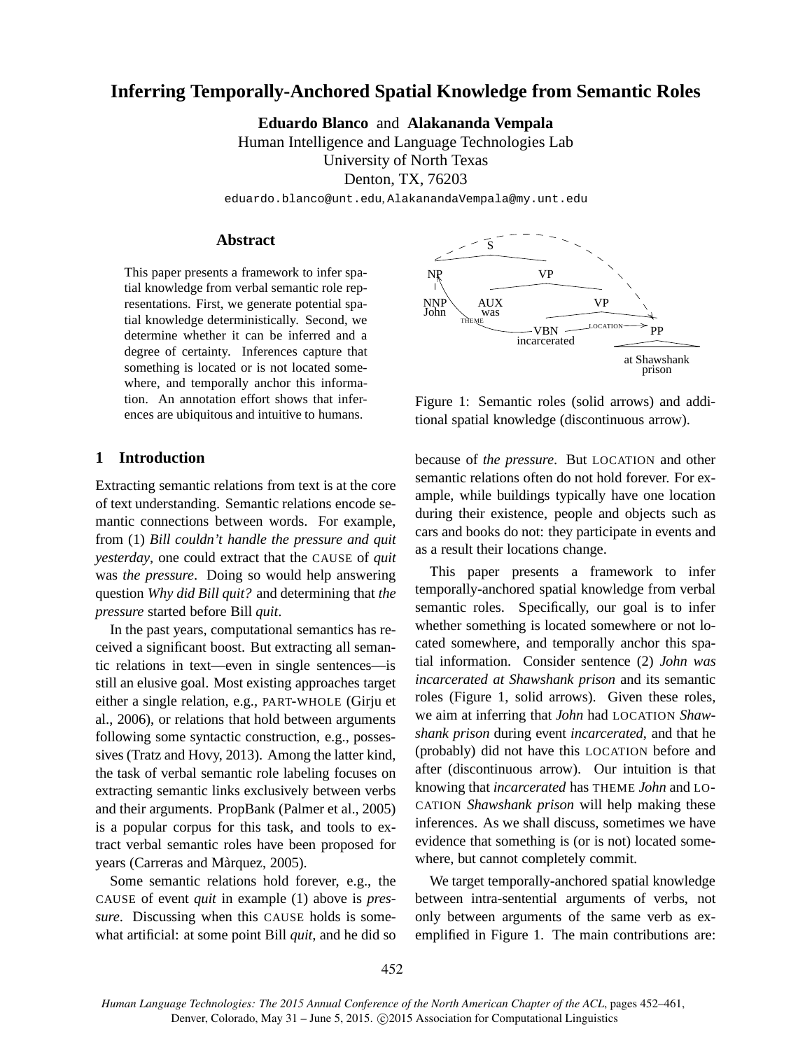# Inferring Temporally-Anchored Spatial Knowledge from Semantic Roles

**Eduardo Blanco** and **Alakananda Vempala**
Human Intelligence and Language Technologies Lab
University of North Texas
Denton, TX, 76203
eduardo.blanco@unt.edu, AlakanandaVempala@my.unt.edu

## Abstract

This paper presents a framework to infer spatial knowledge from verbal semantic role representations. First, we generate potential spatial knowledge deterministically. Second, we determine whether it can be inferred and a degree of certainty. Inferences capture that something is located or is not located somewhere, and temporally anchor this information. An annotation effort shows that inferences are ubiquitous and intuitive to humans.

## 1 Introduction

Extracting semantic relations from text is at the core of text understanding. Semantic relations encode semantic connections between words. For example, from (1) *Bill couldn't handle the pressure and quit yesterday*, one could extract that the CAUSE of *quit* was *the pressure*. Doing so would help answering question *Why did Bill quit?* and determining that *the pressure* started before Bill *quit*.

In the past years, computational semantics has received a significant boost. But extracting all semantic relations in text—even in single sentences—is still an elusive goal. Most existing approaches target either a single relation, e.g., PART-WHOLE (Girju et al., 2006), or relations that hold between arguments following some syntactic construction, e.g., possessives (Tratz and Hovy, 2013). Among the latter kind, the task of verbal semantic role labeling focuses on extracting semantic links exclusively between verbs and their arguments. PropBank (Palmer et al., 2005) is a popular corpus for this task, and tools to extract verbal semantic roles have been proposed for years (Carreras and Màrquez, 2005).

Some semantic relations hold forever, e.g., the CAUSE of event *quit* in example (1) above is *pressure*. Discussing when this CAUSE holds is somewhat artificial: at some point Bill *quit*, and he did so because of *the pressure*. But LOCATION and other semantic relations often do not hold forever. For example, while buildings typically have one location during their existence, people and objects such as cars and books do not: they participate in events and as a result their locations change.

S, NP, VP, NNP John, AUX was, VP, THEME, VBN incarcerated, LOCATION, PP, at Shawshank prison

Figure 1: Semantic roles (solid arrows) and additional spatial knowledge (discontinuous arrow).

This paper presents a framework to infer temporally-anchored spatial knowledge from verbal semantic roles. Specifically, our goal is to infer whether something is located somewhere or not located somewhere, and temporally anchor this spatial information. Consider sentence (2) *John was incarcerated at Shawshank prison* and its semantic roles (Figure 1, solid arrows). Given these roles, we aim at inferring that *John* had LOCATION *Shawshank prison* during event *incarcerated*, and that he (probably) did not have this LOCATION before and after (discontinuous arrow). Our intuition is that knowing that *incarcerated* has THEME *John* and LOCATION *Shawshank prison* will help making these inferences. As we shall discuss, sometimes we have evidence that something is (or is not) located somewhere, but cannot completely commit.

We target temporally-anchored spatial knowledge between intra-sentential arguments of verbs, not only between arguments of the same verb as exemplified in Figure 1. The main contributions are: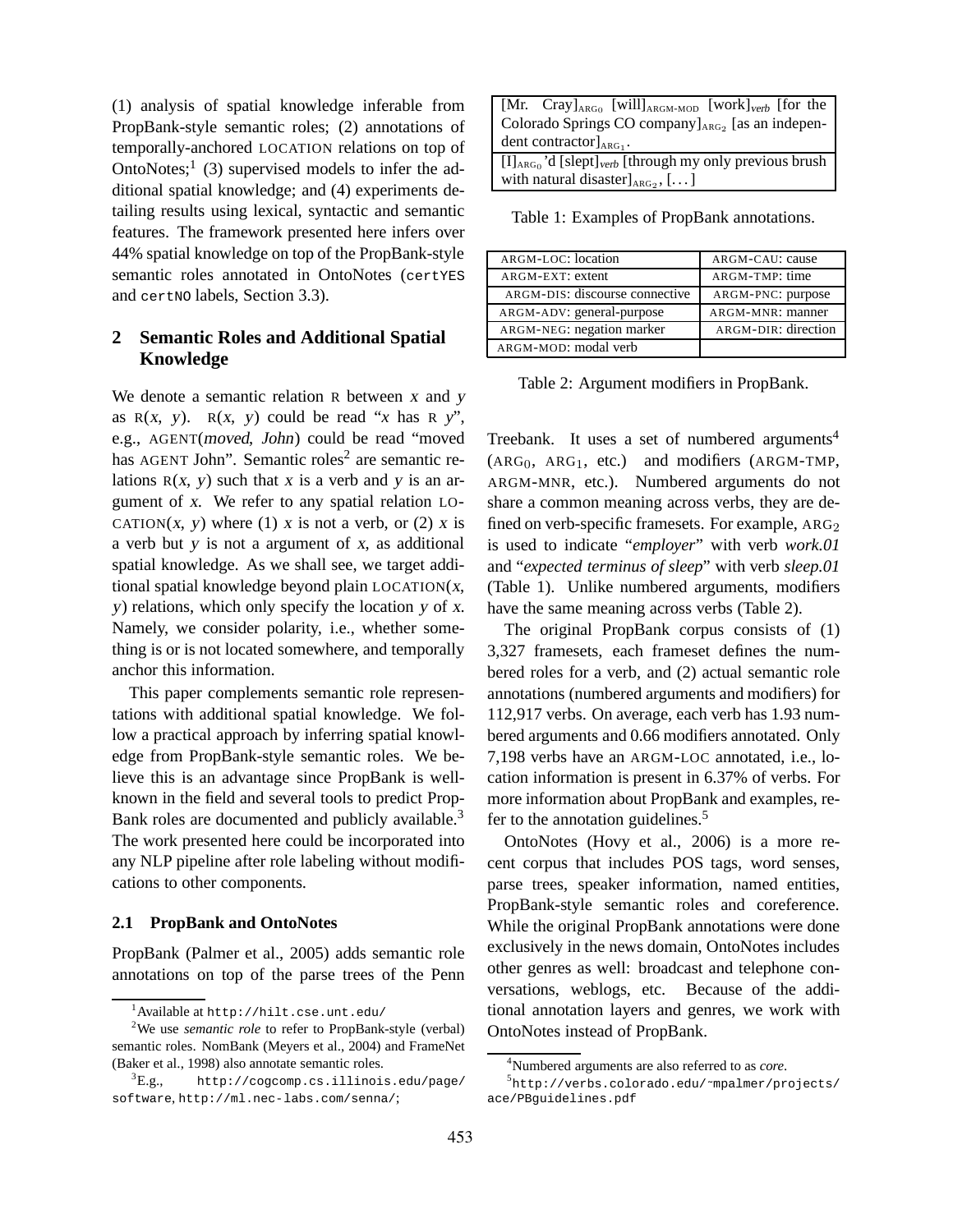(1) analysis of spatial knowledge inferable from PropBank-style semantic roles; (2) annotations of temporally-anchored LOCATION relations on top of OntoNotes;[1] (3) supervised models to infer the additional spatial knowledge; and (4) experiments detailing results using lexical, syntactic and semantic features. The framework presented here infers over 44% spatial knowledge on top of the PropBank-style semantic roles annotated in OntoNotes (certYES and certNO labels, Section 3.3).

## 2 Semantic Roles and Additional Spatial Knowledge

We denote a semantic relation R between *x* and *y* as R(*x*, *y*). R(*x*, *y*) could be read "*x* has R *y*", e.g., AGENT(*moved*, *John*) could be read "moved has AGENT John". Semantic roles[2] are semantic relations R(*x*, *y*) such that *x* is a verb and *y* is an argument of *x*. We refer to any spatial relation LOCATION(*x*, *y*) where (1) *x* is not a verb, or (2) *x* is a verb but *y* is not a argument of *x*, as additional spatial knowledge. As we shall see, we target additional spatial knowledge beyond plain LOCATION(*x*, *y*) relations, which only specify the location *y* of *x*. Namely, we consider polarity, i.e., whether something is or is not located somewhere, and temporally anchor this information.

This paper complements semantic role representations with additional spatial knowledge. We follow a practical approach by inferring spatial knowledge from PropBank-style semantic roles. We believe this is an advantage since PropBank is well-known in the field and several tools to predict PropBank roles are documented and publicly available.[3] The work presented here could be incorporated into any NLP pipeline after role labeling without modifications to other components.

### 2.1 PropBank and OntoNotes

PropBank (Palmer et al., 2005) adds semantic role annotations on top of the parse trees of the Penn Treebank. It uses a set of numbered arguments[4] ($\text{ARG}_0$, $\text{ARG}_1$, etc.) and modifiers (ARGM-TMP, ARGM-MNR, etc.). Numbered arguments do not share a common meaning across verbs, they are defined on verb-specific framesets. For example, $\text{ARG}_2$ is used to indicate "*employer*" with verb *work.01* and "*expected terminus of sleep*" with verb *sleep.01* (Table 1). Unlike numbered arguments, modifiers have the same meaning across verbs (Table 2).

| |
|---|
| [Mr. Cray]$_{\text{ARG}_0}$ [will]$_{\text{ARGM-MOD}}$ [work]$_{verb}$ [for the Colorado Springs CO company]$_{\text{ARG}_2}$ [as an independent contractor]$_{\text{ARG}_1}$. |
| [I]$_{\text{ARG}_0}$'d [slept]$_{verb}$ [through my only previous brush with natural disaster]$_{\text{ARG}_2}$, [. . . ] |

Table 1: Examples of PropBank annotations.

| | |
|---|---|
| ARGM-LOC: location | ARGM-CAU: cause |
| ARGM-EXT: extent | ARGM-TMP: time |
| ARGM-DIS: discourse connective | ARGM-PNC: purpose |
| ARGM-ADV: general-purpose | ARGM-MNR: manner |
| ARGM-NEG: negation marker | ARGM-DIR: direction |
| ARGM-MOD: modal verb | |

Table 2: Argument modifiers in PropBank.

The original PropBank corpus consists of (1) 3,327 framesets, each frameset defines the numbered roles for a verb, and (2) actual semantic role annotations (numbered arguments and modifiers) for 112,917 verbs. On average, each verb has 1.93 numbered arguments and 0.66 modifiers annotated. Only 7,198 verbs have an ARGM-LOC annotated, i.e., location information is present in 6.37% of verbs. For more information about PropBank and examples, refer to the annotation guidelines.[5]

OntoNotes (Hovy et al., 2006) is a more recent corpus that includes POS tags, word senses, parse trees, speaker information, named entities, PropBank-style semantic roles and coreference. While the original PropBank annotations were done exclusively in the news domain, OntoNotes includes other genres as well: broadcast and telephone conversations, weblogs, etc. Because of the additional annotation layers and genres, we work with OntoNotes instead of PropBank.

[1] Available at http://hilt.cse.unt.edu/

[2] We use *semantic role* to refer to PropBank-style (verbal) semantic roles. NomBank (Meyers et al., 2004) and FrameNet (Baker et al., 1998) also annotate semantic roles.

[3] E.g., http://cogcomp.cs.illinois.edu/page/software, http://ml.nec-labs.com/senna/;

[4] Numbered arguments are also referred to as *core*.

[5] http://verbs.colorado.edu/~mpalmer/projects/ace/PBguidelines.pdf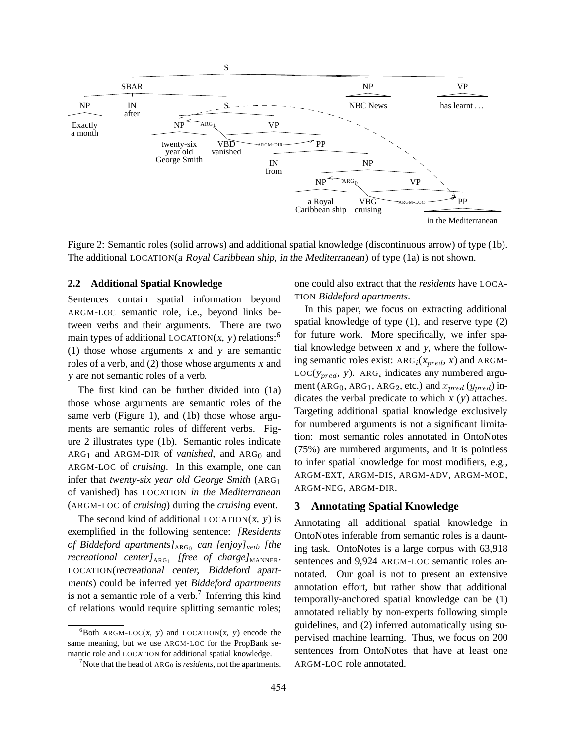Figure 2: Semantic roles (solid arrows) and additional spatial knowledge (discontinuous arrow) of type (1b). The additional LOCATION(*a Royal Caribbean ship*, *in the Mediterranean*) of type (1a) is not shown.

### 2.2 Additional Spatial Knowledge

Sentences contain spatial information beyond ARGM-LOC semantic role, i.e., beyond links between verbs and their arguments. There are two main types of additional LOCATION(*x*, *y*) relations:[6] (1) those whose arguments *x* and *y* are semantic roles of a verb, and (2) those whose arguments *x* and *y* are not semantic roles of a verb.

The first kind can be further divided into (1a) those whose arguments are semantic roles of the same verb (Figure 1), and (1b) those whose arguments are semantic roles of different verbs. Figure 2 illustrates type (1b). Semantic roles indicate $\text{ARG}_1$ and ARGM-DIR of *vanished*, and $\text{ARG}_0$ and ARGM-LOC of *cruising*. In this example, one can infer that *twenty-six year old George Smith* ($\text{ARG}_1$ of vanished) has LOCATION *in the Mediterranean* (ARGM-LOC of *cruising*) during the *cruising* event.

The second kind of additional LOCATION(*x*, *y*) is exemplified in the following sentence: *[Residents of Biddeford apartments]*$_{\text{ARG}_0}$ *can [enjoy]*$_{verb}$ *[the recreational center]*$_{\text{ARG}_1}$ *[free of charge]*$_{\text{MANNER}}$. LOCATION(*recreational center*, *Biddeford apartments*) could be inferred yet *Biddeford apartments* is not a semantic role of a verb.[7] Inferring this kind of relations would require splitting semantic roles; one could also extract that the *residents* have LOCATION *Biddeford apartments*.

In this paper, we focus on extracting additional spatial knowledge of type (1), and reserve type (2) for future work. More specifically, we infer spatial knowledge between *x* and *y*, where the following semantic roles exist: $\text{ARG}_i(x_{pred}, x)$ and ARGM-LOC($y_{pred}$, *y*). $\text{ARG}_i$ indicates any numbered argument ($\text{ARG}_0$, $\text{ARG}_1$, $\text{ARG}_2$, etc.) and $x_{pred}$ ($y_{pred}$) indicates the verbal predicate to which *x* (*y*) attaches. Targeting additional spatial knowledge exclusively for numbered arguments is not a significant limitation: most semantic roles annotated in OntoNotes (75%) are numbered arguments, and it is pointless to infer spatial knowledge for most modifiers, e.g., ARGM-EXT, ARGM-DIS, ARGM-ADV, ARGM-MOD, ARGM-NEG, ARGM-DIR.

## 3 Annotating Spatial Knowledge

Annotating all additional spatial knowledge in OntoNotes inferable from semantic roles is a daunting task. OntoNotes is a large corpus with 63,918 sentences and 9,924 ARGM-LOC semantic roles annotated. Our goal is not to present an extensive annotation effort, but rather show that additional temporally-anchored spatial knowledge can be (1) annotated reliably by non-experts following simple guidelines, and (2) inferred automatically using supervised machine learning. Thus, we focus on 200 sentences from OntoNotes that have at least one ARGM-LOC role annotated.

[6] Both ARGM-LOC(*x*, *y*) and LOCATION(*x*, *y*) encode the same meaning, but we use ARGM-LOC for the PropBank semantic role and LOCATION for additional spatial knowledge.

[7] Note that the head of $\text{ARG}_0$ is *residents*, not the apartments.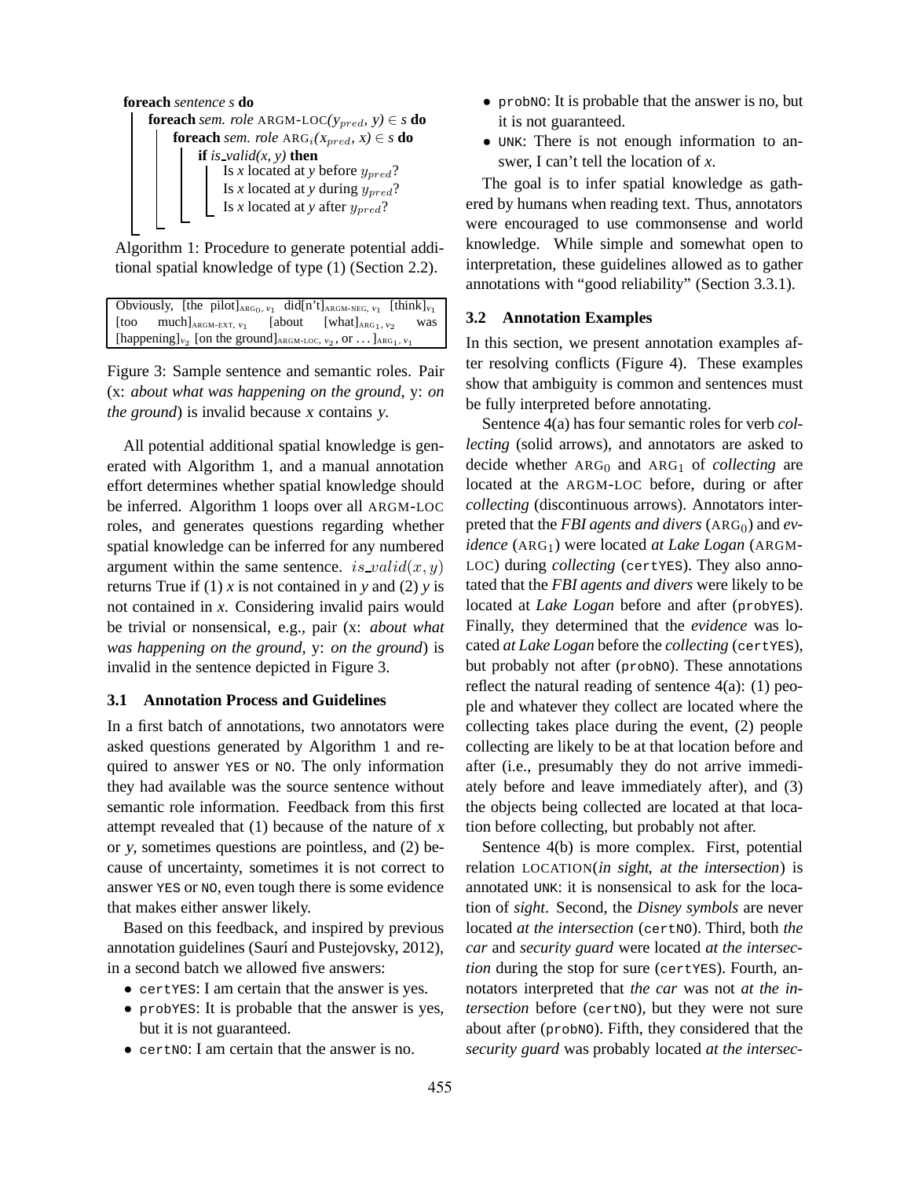```
foreach sentence s do
    foreach sem. role ARGM-LOC(y_pred, y) ∈ s do
        foreach sem. role ARG_i(x_pred, x) ∈ s do
            if is_valid(x, y) then
                Is x located at y before y_pred?
                Is x located at y during y_pred?
                Is x located at y after y_pred?
```

Algorithm 1: Procedure to generate potential additional spatial knowledge of type (1) (Section 2.2).

Obviously, [the pilot]$_{\text{ARG}_0,\, v_1}$ did[n't]$_{\text{ARGM-NEG},\, v_1}$ [think]$_{v_1}$ [too much]$_{\text{ARGM-EXT},\, v_1}$ [about [what]$_{\text{ARG}_1,\, v_2}$ was [happening]$_{v_2}$ [on the ground]$_{\text{ARGM-LOC},\, v_2}$, or ... ]$_{\text{ARG}_1,\, v_1}$

Figure 3: Sample sentence and semantic roles. Pair (x: *about what was happening on the ground*, y: *on the ground*) is invalid because *x* contains *y*.

All potential additional spatial knowledge is generated with Algorithm 1, and a manual annotation effort determines whether spatial knowledge should be inferred. Algorithm 1 loops over all ARGM-LOC roles, and generates questions regarding whether spatial knowledge can be inferred for any numbered argument within the same sentence. $is\_valid(x, y)$ returns True if (1) *x* is not contained in *y* and (2) *y* is not contained in *x*. Considering invalid pairs would be trivial or nonsensical, e.g., pair (x: *about what was happening on the ground*, y: *on the ground*) is invalid in the sentence depicted in Figure 3.

### 3.1 Annotation Process and Guidelines

In a first batch of annotations, two annotators were asked questions generated by Algorithm 1 and required to answer YES or NO. The only information they had available was the source sentence without semantic role information. Feedback from this first attempt revealed that (1) because of the nature of *x* or *y*, sometimes questions are pointless, and (2) because of uncertainty, sometimes it is not correct to answer YES or NO, even tough there is some evidence that makes either answer likely.

Based on this feedback, and inspired by previous annotation guidelines (Saurí and Pustejovsky, 2012), in a second batch we allowed five answers:

- certYES: I am certain that the answer is yes.
- probYES: It is probable that the answer is yes, but it is not guaranteed.
- certNO: I am certain that the answer is no.
- probNO: It is probable that the answer is no, but it is not guaranteed.
- UNK: There is not enough information to answer, I can't tell the location of *x*.

The goal is to infer spatial knowledge as gathered by humans when reading text. Thus, annotators were encouraged to use commonsense and world knowledge. While simple and somewhat open to interpretation, these guidelines allowed as to gather annotations with "good reliability" (Section 3.3.1).

### 3.2 Annotation Examples

In this section, we present annotation examples after resolving conflicts (Figure 4). These examples show that ambiguity is common and sentences must be fully interpreted before annotating.

Sentence 4(a) has four semantic roles for verb *collecting* (solid arrows), and annotators are asked to decide whether $\text{ARG}_0$ and $\text{ARG}_1$ of *collecting* are located at the ARGM-LOC before, during or after *collecting* (discontinuous arrows). Annotators interpreted that the *FBI agents and divers* ($\text{ARG}_0$) and *evidence* ($\text{ARG}_1$) were located *at Lake Logan* (ARGM-LOC) during *collecting* (certYES). They also annotated that the *FBI agents and divers* were likely to be located at *Lake Logan* before and after (probYES). Finally, they determined that the *evidence* was located *at Lake Logan* before the *collecting* (certYES), but probably not after (probNO). These annotations reflect the natural reading of sentence 4(a): (1) people and whatever they collect are located where the collecting takes place during the event, (2) people collecting are likely to be at that location before and after (i.e., presumably they do not arrive immediately before and leave immediately after), and (3) the objects being collected are located at that location before collecting, but probably not after.

Sentence 4(b) is more complex. First, potential relation LOCATION(*in sight*, *at the intersection*) is annotated UNK: it is nonsensical to ask for the location of *sight*. Second, the *Disney symbols* are never located *at the intersection* (certNO). Third, both *the car* and *security guard* were located *at the intersection* during the stop for sure (certYES). Fourth, annotators interpreted that *the car* was not *at the intersection* before (certNO), but they were not sure about after (probNO). Fifth, they considered that the *security guard* was probably located *at the intersec-*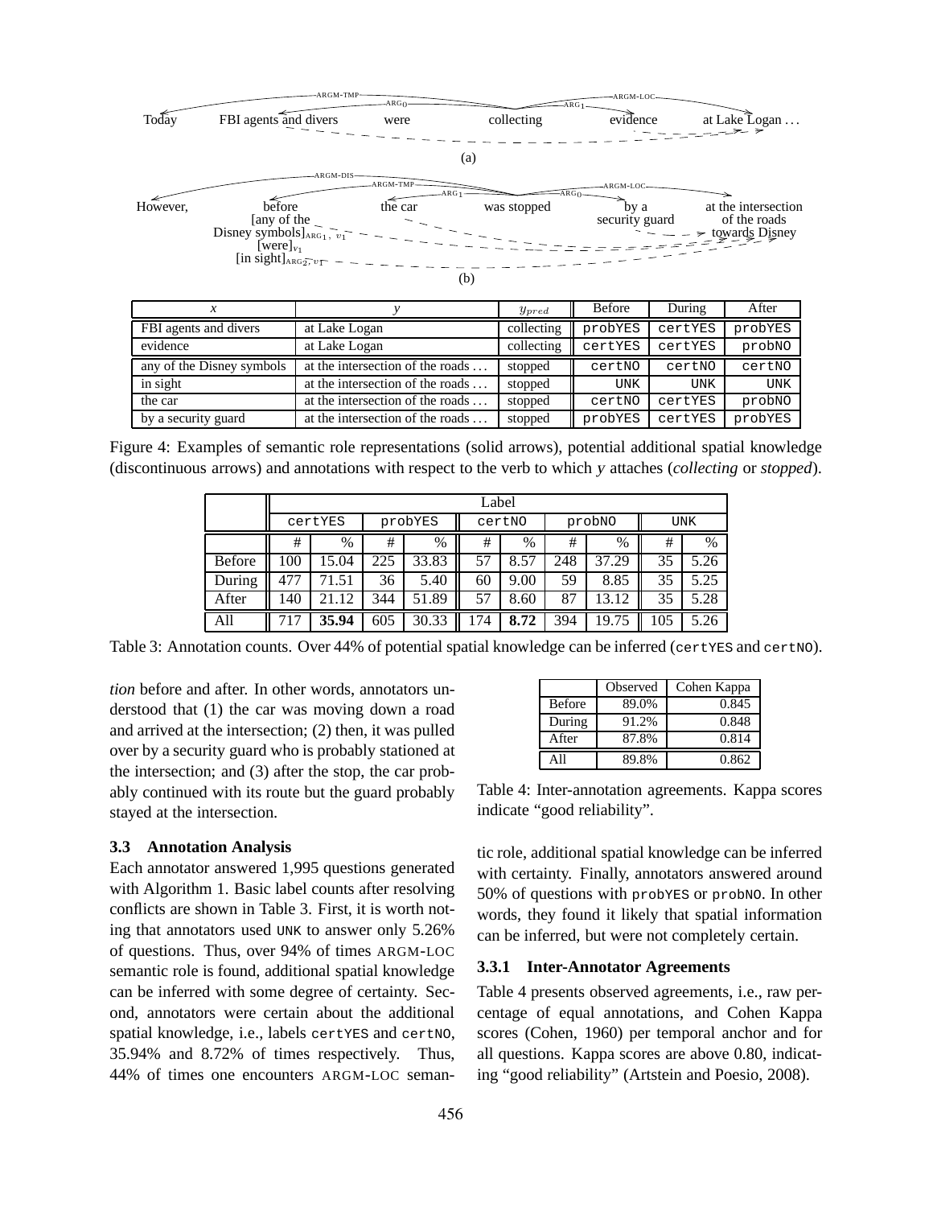Today FBI agents and divers were collecting evidence at Lake Logan ...

(a)

However, before [any of the Disney symbols]$_{\text{ARG}_1,\ v_1}$ [were]$_{v_1}$ [in sight]$_{\text{ARG}_2,\ v_1}$ the car was stopped by a security guard at the intersection of the roads towards Disney

(b)

| *x* | *y* | $y_{pred}$ | Before | During | After |
|---|---|---|---|---|---|
| FBI agents and divers | at Lake Logan | collecting | probYES | certYES | probYES |
| evidence | at Lake Logan | collecting | certYES | certYES | probNO |
| any of the Disney symbols | at the intersection of the roads ... | stopped | certNO | certNO | certNO |
| in sight | at the intersection of the roads ... | stopped | UNK | UNK | UNK |
| the car | at the intersection of the roads ... | stopped | certNO | certYES | probNO |
| by a security guard | at the intersection of the roads ... | stopped | probYES | certYES | probYES |

Figure 4: Examples of semantic role representations (solid arrows), potential additional spatial knowledge (discontinuous arrows) and annotations with respect to the verb to which *y* attaches (*collecting* or *stopped*).

| | Label | | | | | | | | | |
|---|---|---|---|---|---|---|---|---|---|---|
| | certYES | | probYES | | certNO | | probNO | | UNK | |
| | # | % | # | % | # | % | # | % | # | % |
| Before | 100 | 15.04 | 225 | 33.83 | 57 | 8.57 | 248 | 37.29 | 35 | 5.26 |
| During | 477 | 71.51 | 36 | 5.40 | 60 | 9.00 | 59 | 8.85 | 35 | 5.25 |
| After | 140 | 21.12 | 344 | 51.89 | 57 | 8.60 | 87 | 13.12 | 35 | 5.28 |
| All | 717 | **35.94** | 605 | 30.33 | 174 | **8.72** | 394 | 19.75 | 105 | 5.26 |

Table 3: Annotation counts. Over 44% of potential spatial knowledge can be inferred (certYES and certNO).

*tion* before and after. In other words, annotators understood that (1) the car was moving down a road and arrived at the intersection; (2) then, it was pulled over by a security guard who is probably stationed at the intersection; and (3) after the stop, the car probably continued with its route but the guard probably stayed at the intersection.

### 3.3 Annotation Analysis

Each annotator answered 1,995 questions generated with Algorithm 1. Basic label counts after resolving conflicts are shown in Table 3. First, it is worth noting that annotators used UNK to answer only 5.26% of questions. Thus, over 94% of times ARGM-LOC semantic role is found, additional spatial knowledge can be inferred with some degree of certainty. Second, annotators were certain about the additional spatial knowledge, i.e., labels certYES and certNO, 35.94% and 8.72% of times respectively. Thus, 44% of times one encounters ARGM-LOC semantic role, additional spatial knowledge can be inferred with certainty. Finally, annotators answered around 50% of questions with probYES or probNO. In other words, they found it likely that spatial information can be inferred, but were not completely certain.

| | Observed | Cohen Kappa |
|---|---|---|
| Before | 89.0% | 0.845 |
| During | 91.2% | 0.848 |
| After | 87.8% | 0.814 |
| All | 89.8% | 0.862 |

Table 4: Inter-annotation agreements. Kappa scores indicate "good reliability".

#### 3.3.1 Inter-Annotator Agreements

Table 4 presents observed agreements, i.e., raw percentage of equal annotations, and Cohen Kappa scores (Cohen, 1960) per temporal anchor and for all questions. Kappa scores are above 0.80, indicating "good reliability" (Artstein and Poesio, 2008).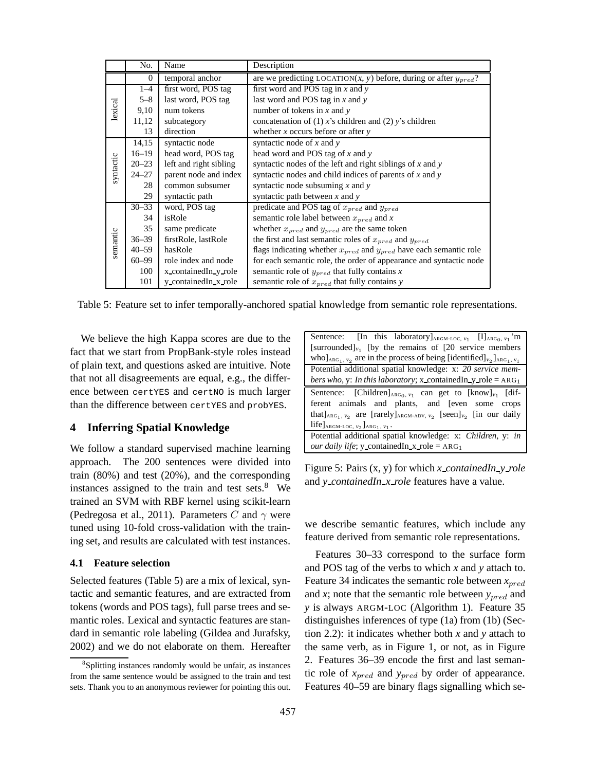| | No. | Name | Description |
|---|---|---|---|
| | 0 | temporal anchor | are we predicting LOCATION(*x*, *y*) before, during or after $y_{pred}$? |
| lexical | 1–4 | first word, POS tag | first word and POS tag in *x* and *y* |
| | 5–8 | last word, POS tag | last word and POS tag in *x* and *y* |
| | 9,10 | num tokens | number of tokens in *x* and *y* |
| | 11,12 | subcategory | concatenation of (1) *x*'s children and (2) *y*'s children |
| | 13 | direction | whether *x* occurs before or after *y* |
| syntactic | 14,15 | syntactic node | syntactic node of *x* and *y* |
| | 16–19 | head word, POS tag | head word and POS tag of *x* and *y* |
| | 20–23 | left and right sibling | syntactic nodes of the left and right siblings of *x* and *y* |
| | 24–27 | parent node and index | syntactic nodes and child indices of parents of *x* and *y* |
| | 28 | common subsumer | syntactic node subsuming *x* and *y* |
| | 29 | syntactic path | syntactic path between *x* and *y* |
| semantic | 30–33 | word, POS tag | predicate and POS tag of $x_{pred}$ and $y_{pred}$ |
| | 34 | isRole | semantic role label between $x_{pred}$ and *x* |
| | 35 | same predicate | whether $x_{pred}$ and $y_{pred}$ are the same token |
| | 36–39 | firstRole, lastRole | the first and last semantic roles of $x_{pred}$ and $y_{pred}$ |
| | 40–59 | hasRole | flags indicating whether $x_{pred}$ and $y_{pred}$ have each semantic role |
| | 60–99 | role index and node | for each semantic role, the order of appearance and syntactic node |
| | 100 | x_containedIn_y_role | semantic role of $y_{pred}$ that fully contains *x* |
| | 101 | y_containedIn_x_role | semantic role of $x_{pred}$ that fully contains *y* |

Table 5: Feature set to infer temporally-anchored spatial knowledge from semantic role representations.

We believe the high Kappa scores are due to the fact that we start from PropBank-style roles instead of plain text, and questions asked are intuitive. Note that not all disagreements are equal, e.g., the difference between certYES and certNO is much larger than the difference between certYES and probYES.

## 4 Inferring Spatial Knowledge

We follow a standard supervised machine learning approach. The 200 sentences were divided into train (80%) and test (20%), and the corresponding instances assigned to the train and test sets.[8] We trained an SVM with RBF kernel using scikit-learn (Pedregosa et al., 2011). Parameters $C$ and $\gamma$ were tuned using 10-fold cross-validation with the training set, and results are calculated with test instances.

### 4.1 Feature selection

Selected features (Table 5) are a mix of lexical, syntactic and semantic features, and are extracted from tokens (words and POS tags), full parse trees and semantic roles. Lexical and syntactic features are standard in semantic role labeling (Gildea and Jurafsky, 2002) and we do not elaborate on them. Hereafter we describe semantic features, which include any feature derived from semantic role representations.

| |
|---|
| Sentence: [In this laboratory]$_{\text{ARGM-LOC}, v_1}$ [I]$_{\text{ARG}_0, v_1}$'m [surrounded]$_{v_1}$ [by the remains of [20 service members who]$_{\text{ARG}_1, v_2}$ are in the process of being [identified]$_{v_2}$]$_{\text{ARG}_1, v_1}$ |
| Potential additional spatial knowledge: x: *20 service members who*, y: *In this laboratory*; x_containedIn_y_role = ARG$_1$ |
| Sentence: [Children]$_{\text{ARG}_0, v_1}$ can get to [know]$_{v_1}$ [different animals and plants, and [even some crops that]$_{\text{ARG}_1, v_2}$ are [rarely]$_{\text{ARGM-ADV}, v_2}$ [seen]$_{v_2}$ [in our daily life]$_{\text{ARGM-LOC}, v_2}$]$_{\text{ARG}_1, v_1}$. |
| Potential additional spatial knowledge: x: *Children*, y: *in our daily life*; y_containedIn_x_role = ARG$_1$ |

Figure 5: Pairs (x, y) for which *x_containedIn_y_role* and *y_containedIn_x_role* features have a value.

Features 30–33 correspond to the surface form and POS tag of the verbs to which *x* and *y* attach to. Feature 34 indicates the semantic role between $x_{pred}$ and *x*; note that the semantic role between $y_{pred}$ and *y* is always ARGM-LOC (Algorithm 1). Feature 35 distinguishes inferences of type (1a) from (1b) (Section 2.2): it indicates whether both *x* and *y* attach to the same verb, as in Figure 1, or not, as in Figure 2. Features 36–39 encode the first and last semantic role of $x_{pred}$ and $y_{pred}$ by order of appearance. Features 40–59 are binary flags signalling which se-

[8] Splitting instances randomly would be unfair, as instances from the same sentence would be assigned to the train and test sets. Thank you to an anonymous reviewer for pointing this out.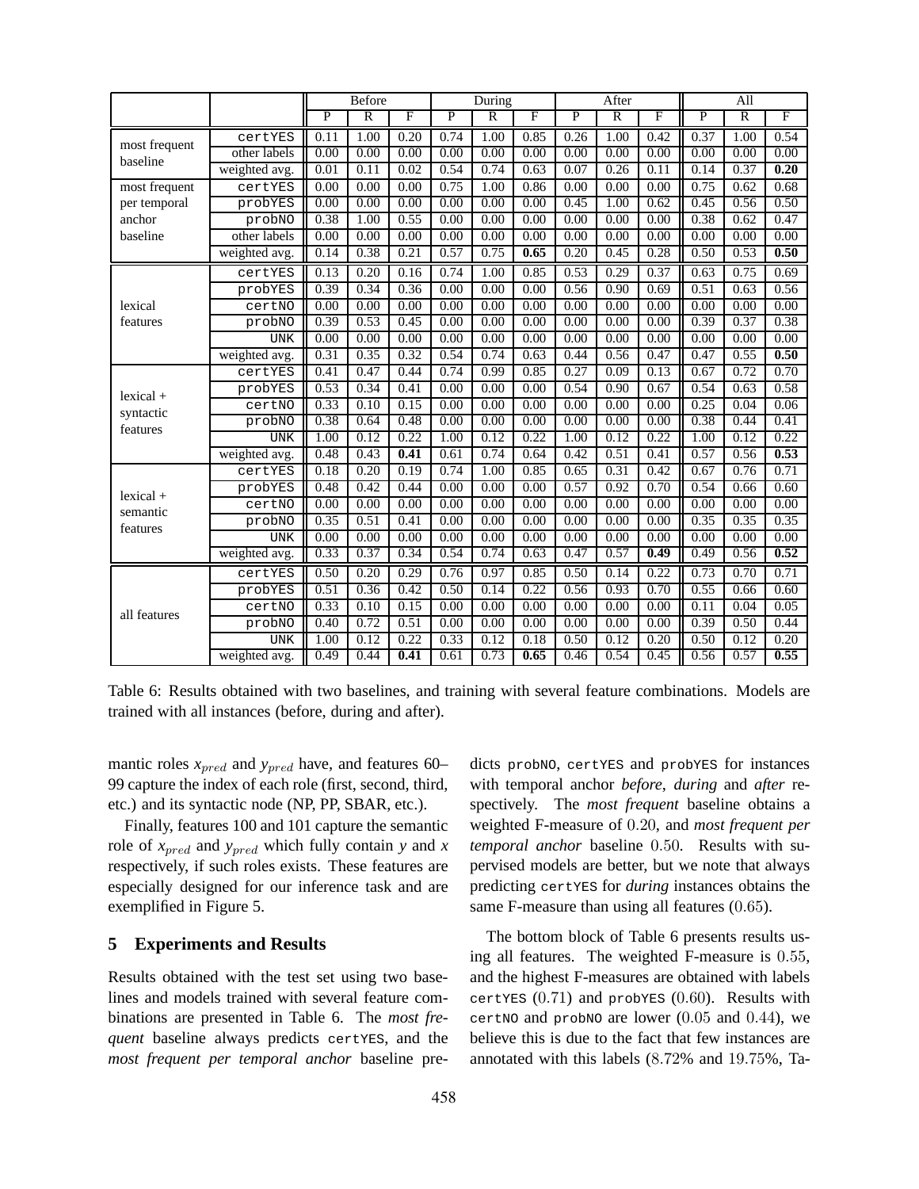| | | Before | | | During | | | After | | | All | | |
|---|---|---|---|---|---|---|---|---|---|---|---|---|---|
| | | P | R | F | P | R | F | P | R | F | P | R | F |
| most frequent baseline | certYES | 0.11 | 1.00 | 0.20 | 0.74 | 1.00 | 0.85 | 0.26 | 1.00 | 0.42 | 0.37 | 1.00 | 0.54 |
| | other labels | 0.00 | 0.00 | 0.00 | 0.00 | 0.00 | 0.00 | 0.00 | 0.00 | 0.00 | 0.00 | 0.00 | 0.00 |
| | weighted avg. | 0.01 | 0.11 | 0.02 | 0.54 | 0.74 | 0.63 | 0.07 | 0.26 | 0.11 | 0.14 | 0.37 | **0.20** |
| most frequent per temporal anchor baseline | certYES | 0.00 | 0.00 | 0.00 | 0.75 | 1.00 | 0.86 | 0.00 | 0.00 | 0.00 | 0.75 | 0.62 | 0.68 |
| | probYES | 0.00 | 0.00 | 0.00 | 0.00 | 0.00 | 0.00 | 0.45 | 1.00 | 0.62 | 0.45 | 0.56 | 0.50 |
| | probNO | 0.38 | 1.00 | 0.55 | 0.00 | 0.00 | 0.00 | 0.00 | 0.00 | 0.00 | 0.38 | 0.62 | 0.47 |
| | other labels | 0.00 | 0.00 | 0.00 | 0.00 | 0.00 | 0.00 | 0.00 | 0.00 | 0.00 | 0.00 | 0.00 | 0.00 |
| | weighted avg. | 0.14 | 0.38 | 0.21 | 0.57 | 0.75 | **0.65** | 0.20 | 0.45 | 0.28 | 0.50 | 0.53 | **0.50** |
| lexical features | certYES | 0.13 | 0.20 | 0.16 | 0.74 | 1.00 | 0.85 | 0.53 | 0.29 | 0.37 | 0.63 | 0.75 | 0.69 |
| | probYES | 0.39 | 0.34 | 0.36 | 0.00 | 0.00 | 0.00 | 0.56 | 0.90 | 0.69 | 0.51 | 0.63 | 0.56 |
| | certNO | 0.00 | 0.00 | 0.00 | 0.00 | 0.00 | 0.00 | 0.00 | 0.00 | 0.00 | 0.00 | 0.00 | 0.00 |
| | probNO | 0.39 | 0.53 | 0.45 | 0.00 | 0.00 | 0.00 | 0.00 | 0.00 | 0.00 | 0.39 | 0.37 | 0.38 |
| | UNK | 0.00 | 0.00 | 0.00 | 0.00 | 0.00 | 0.00 | 0.00 | 0.00 | 0.00 | 0.00 | 0.00 | 0.00 |
| | weighted avg. | 0.31 | 0.35 | 0.32 | 0.54 | 0.74 | 0.63 | 0.44 | 0.56 | 0.47 | 0.47 | 0.55 | **0.50** |
| lexical + syntactic features | certYES | 0.41 | 0.47 | 0.44 | 0.74 | 0.99 | 0.85 | 0.27 | 0.09 | 0.13 | 0.67 | 0.72 | 0.70 |
| | probYES | 0.53 | 0.34 | 0.41 | 0.00 | 0.00 | 0.00 | 0.54 | 0.90 | 0.67 | 0.54 | 0.63 | 0.58 |
| | certNO | 0.33 | 0.10 | 0.15 | 0.00 | 0.00 | 0.00 | 0.00 | 0.00 | 0.00 | 0.25 | 0.04 | 0.06 |
| | probNO | 0.38 | 0.64 | 0.48 | 0.00 | 0.00 | 0.00 | 0.00 | 0.00 | 0.00 | 0.38 | 0.44 | 0.41 |
| | UNK | 1.00 | 0.12 | 0.22 | 1.00 | 0.12 | 0.22 | 1.00 | 0.12 | 0.22 | 1.00 | 0.12 | 0.22 |
| | weighted avg. | 0.48 | 0.43 | **0.41** | 0.61 | 0.74 | 0.64 | 0.42 | 0.51 | 0.41 | 0.57 | 0.56 | **0.53** |
| lexical + semantic features | certYES | 0.18 | 0.20 | 0.19 | 0.74 | 1.00 | 0.85 | 0.65 | 0.31 | 0.42 | 0.67 | 0.76 | 0.71 |
| | probYES | 0.48 | 0.42 | 0.44 | 0.00 | 0.00 | 0.00 | 0.57 | 0.92 | 0.70 | 0.54 | 0.66 | 0.60 |
| | certNO | 0.00 | 0.00 | 0.00 | 0.00 | 0.00 | 0.00 | 0.00 | 0.00 | 0.00 | 0.00 | 0.00 | 0.00 |
| | probNO | 0.35 | 0.51 | 0.41 | 0.00 | 0.00 | 0.00 | 0.00 | 0.00 | 0.00 | 0.35 | 0.35 | 0.35 |
| | UNK | 0.00 | 0.00 | 0.00 | 0.00 | 0.00 | 0.00 | 0.00 | 0.00 | 0.00 | 0.00 | 0.00 | 0.00 |
| | weighted avg. | 0.33 | 0.37 | 0.34 | 0.54 | 0.74 | 0.63 | 0.47 | 0.57 | **0.49** | 0.49 | 0.56 | **0.52** |
| all features | certYES | 0.50 | 0.20 | 0.29 | 0.76 | 0.97 | 0.85 | 0.50 | 0.14 | 0.22 | 0.73 | 0.70 | 0.71 |
| | probYES | 0.51 | 0.36 | 0.42 | 0.50 | 0.14 | 0.22 | 0.56 | 0.93 | 0.70 | 0.55 | 0.66 | 0.60 |
| | certNO | 0.33 | 0.10 | 0.15 | 0.00 | 0.00 | 0.00 | 0.00 | 0.00 | 0.00 | 0.11 | 0.04 | 0.05 |
| | probNO | 0.40 | 0.72 | 0.51 | 0.00 | 0.00 | 0.00 | 0.00 | 0.00 | 0.00 | 0.39 | 0.50 | 0.44 |
| | UNK | 1.00 | 0.12 | 0.22 | 0.33 | 0.12 | 0.18 | 0.50 | 0.12 | 0.20 | 0.50 | 0.12 | 0.20 |
| | weighted avg. | 0.49 | 0.44 | **0.41** | 0.61 | 0.73 | **0.65** | 0.46 | 0.54 | 0.45 | 0.56 | 0.57 | **0.55** |

Table 6: Results obtained with two baselines, and training with several feature combinations. Models are trained with all instances (before, during and after).

mantic roles $x_{pred}$ and $y_{pred}$ have, and features 60–99 capture the index of each role (first, second, third, etc.) and its syntactic node (NP, PP, SBAR, etc.).

Finally, features 100 and 101 capture the semantic role of $x_{pred}$ and $y_{pred}$ which fully contain $y$ and $x$ respectively, if such roles exists. These features are especially designed for our inference task and are exemplified in Figure 5.

## 5 Experiments and Results

Results obtained with the test set using two baselines and models trained with several feature combinations are presented in Table 6. The *most frequent* baseline always predicts certYES, and the *most frequent per temporal anchor* baseline predicts probNO, certYES and probYES for instances with temporal anchor *before*, *during* and *after* respectively. The *most frequent* baseline obtains a weighted F-measure of 0.20, and *most frequent per temporal anchor* baseline 0.50. Results with supervised models are better, but we note that always predicting certYES for *during* instances obtains the same F-measure than using all features (0.65).

The bottom block of Table 6 presents results using all features. The weighted F-measure is 0.55, and the highest F-measures are obtained with labels certYES (0.71) and probYES (0.60). Results with certNO and probNO are lower (0.05 and 0.44), we believe this is due to the fact that few instances are annotated with this labels (8.72% and 19.75%, Ta-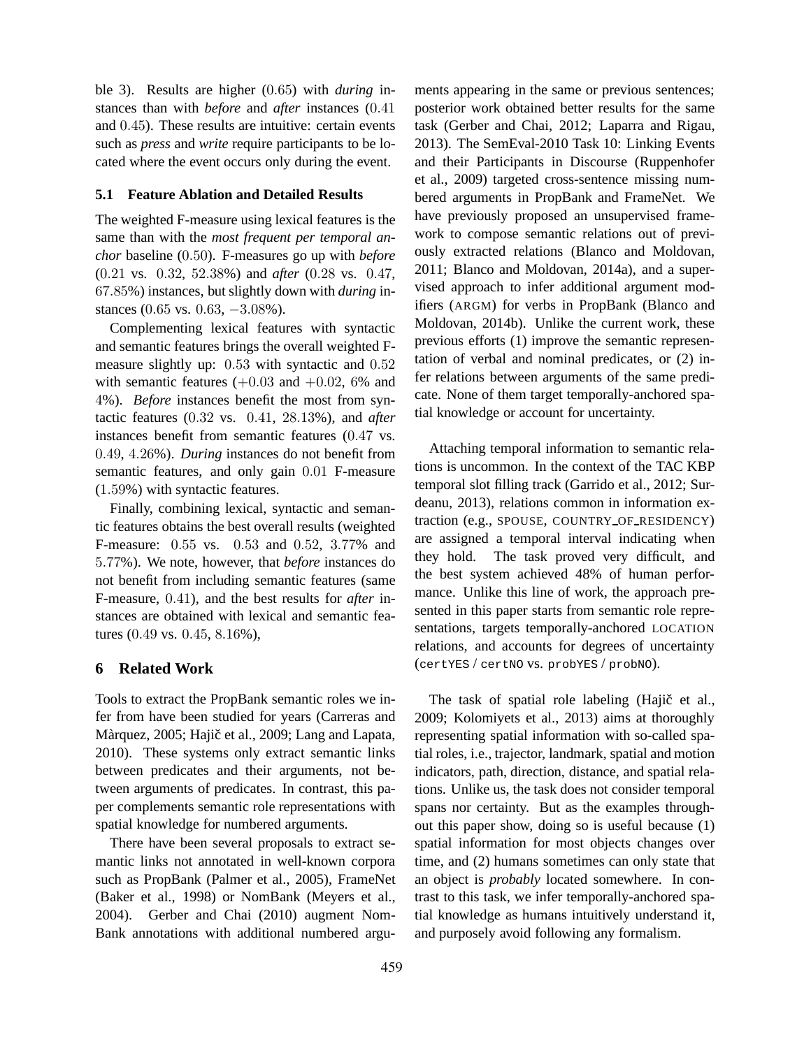ble 3). Results are higher (0.65) with *during* instances than with *before* and *after* instances (0.41 and 0.45). These results are intuitive: certain events such as *press* and *write* require participants to be located where the event occurs only during the event.

### 5.1 Feature Ablation and Detailed Results

The weighted F-measure using lexical features is the same than with the *most frequent per temporal anchor* baseline (0.50). F-measures go up with *before* (0.21 vs. 0.32, 52.38%) and *after* (0.28 vs. 0.47, 67.85%) instances, but slightly down with *during* instances (0.65 vs. 0.63, −3.08%).

Complementing lexical features with syntactic and semantic features brings the overall weighted F-measure slightly up: 0.53 with syntactic and 0.52 with semantic features (+0.03 and +0.02, 6% and 4%). *Before* instances benefit the most from syntactic features (0.32 vs. 0.41, 28.13%), and *after* instances benefit from semantic features (0.47 vs. 0.49, 4.26%). *During* instances do not benefit from semantic features, and only gain 0.01 F-measure (1.59%) with syntactic features.

Finally, combining lexical, syntactic and semantic features obtains the best overall results (weighted F-measure: 0.55 vs. 0.53 and 0.52, 3.77% and 5.77%). We note, however, that *before* instances do not benefit from including semantic features (same F-measure, 0.41), and the best results for *after* instances are obtained with lexical and semantic features (0.49 vs. 0.45, 8.16%),

## 6 Related Work

Tools to extract the PropBank semantic roles we infer from have been studied for years (Carreras and Màrquez, 2005; Hajič et al., 2009; Lang and Lapata, 2010). These systems only extract semantic links between predicates and their arguments, not between arguments of predicates. In contrast, this paper complements semantic role representations with spatial knowledge for numbered arguments.

There have been several proposals to extract semantic links not annotated in well-known corpora such as PropBank (Palmer et al., 2005), FrameNet (Baker et al., 1998) or NomBank (Meyers et al., 2004). Gerber and Chai (2010) augment NomBank annotations with additional numbered arguments appearing in the same or previous sentences; posterior work obtained better results for the same task (Gerber and Chai, 2012; Laparra and Rigau, 2013). The SemEval-2010 Task 10: Linking Events and their Participants in Discourse (Ruppenhofer et al., 2009) targeted cross-sentence missing numbered arguments in PropBank and FrameNet. We have previously proposed an unsupervised framework to compose semantic relations out of previously extracted relations (Blanco and Moldovan, 2011; Blanco and Moldovan, 2014a), and a supervised approach to infer additional argument modifiers (ARGM) for verbs in PropBank (Blanco and Moldovan, 2014b). Unlike the current work, these previous efforts (1) improve the semantic representation of verbal and nominal predicates, or (2) infer relations between arguments of the same predicate. None of them target temporally-anchored spatial knowledge or account for uncertainty.

Attaching temporal information to semantic relations is uncommon. In the context of the TAC KBP temporal slot filling track (Garrido et al., 2012; Surdeanu, 2013), relations common in information extraction (e.g., SPOUSE, COUNTRY_OF_RESIDENCY) are assigned a temporal interval indicating when they hold. The task proved very difficult, and the best system achieved 48% of human performance. Unlike this line of work, the approach presented in this paper starts from semantic role representations, targets temporally-anchored LOCATION relations, and accounts for degrees of uncertainty (`certYES` / `certNO` vs. `probYES` / `probNO`).

The task of spatial role labeling (Hajič et al., 2009; Kolomiyets et al., 2013) aims at thoroughly representing spatial information with so-called spatial roles, i.e., trajector, landmark, spatial and motion indicators, path, direction, distance, and spatial relations. Unlike us, the task does not consider temporal spans nor certainty. But as the examples throughout this paper show, doing so is useful because (1) spatial information for most objects changes over time, and (2) humans sometimes can only state that an object is *probably* located somewhere. In contrast to this task, we infer temporally-anchored spatial knowledge as humans intuitively understand it, and purposely avoid following any formalism.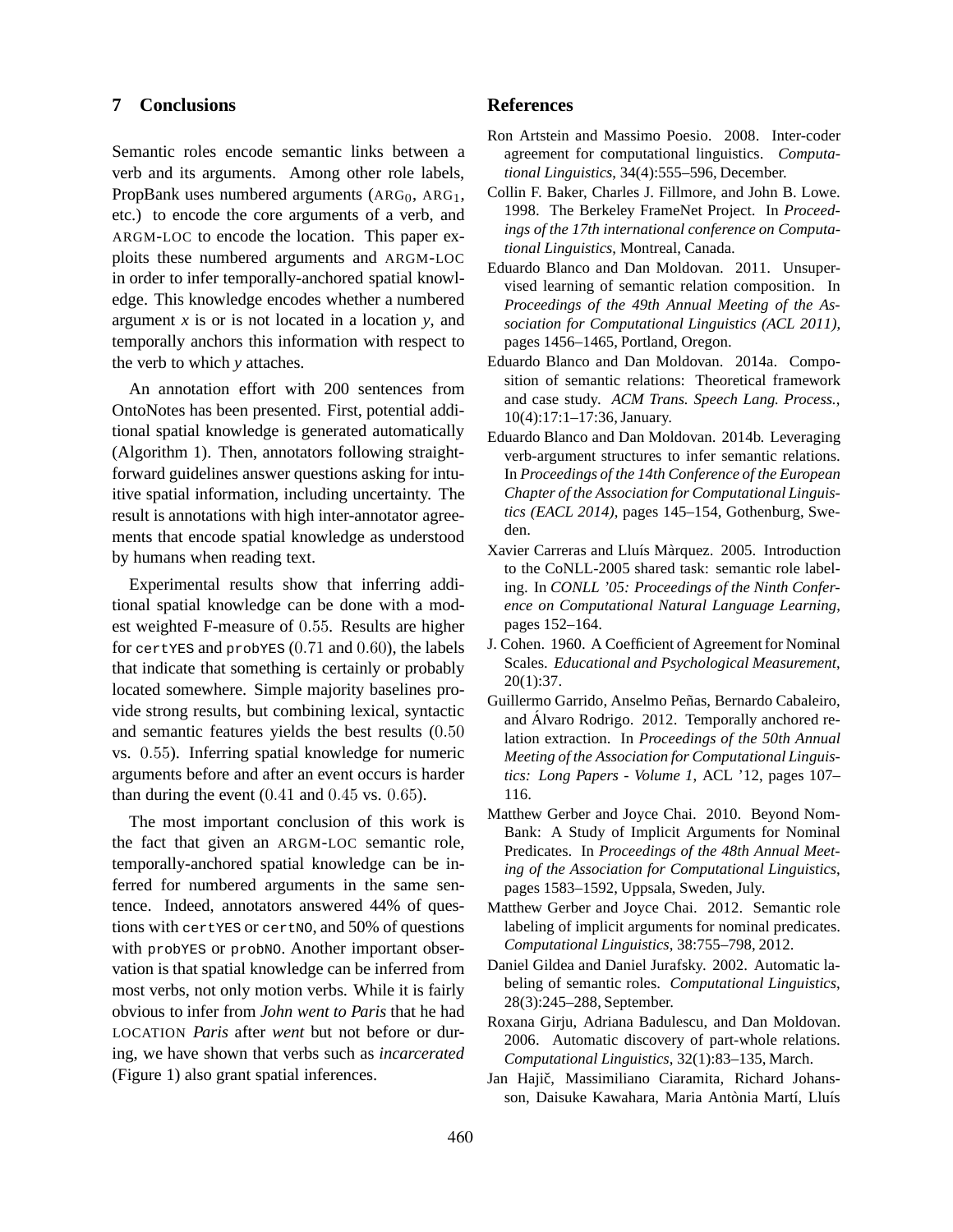## 7 Conclusions

Semantic roles encode semantic links between a verb and its arguments. Among other role labels, PropBank uses numbered arguments ($\text{ARG}_0$, $\text{ARG}_1$, etc.) to encode the core arguments of a verb, and ARGM-LOC to encode the location. This paper exploits these numbered arguments and ARGM-LOC in order to infer temporally-anchored spatial knowledge. This knowledge encodes whether a numbered argument *x* is or is not located in a location *y*, and temporally anchors this information with respect to the verb to which *y* attaches.

An annotation effort with 200 sentences from OntoNotes has been presented. First, potential additional spatial knowledge is generated automatically (Algorithm 1). Then, annotators following straightforward guidelines answer questions asking for intuitive spatial information, including uncertainty. The result is annotations with high inter-annotator agreements that encode spatial knowledge as understood by humans when reading text.

Experimental results show that inferring additional spatial knowledge can be done with a modest weighted F-measure of $0.55$. Results are higher for `certYES` and `probYES` ($0.71$ and $0.60$), the labels that indicate that something is certainly or probably located somewhere. Simple majority baselines provide strong results, but combining lexical, syntactic and semantic features yields the best results ($0.50$ vs. $0.55$). Inferring spatial knowledge for numeric arguments before and after an event occurs is harder than during the event ($0.41$ and $0.45$ vs. $0.65$).

The most important conclusion of this work is the fact that given an ARGM-LOC semantic role, temporally-anchored spatial knowledge can be inferred for numbered arguments in the same sentence. Indeed, annotators answered 44% of questions with `certYES` or `certNO`, and 50% of questions with `probYES` or `probNO`. Another important observation is that spatial knowledge can be inferred from most verbs, not only motion verbs. While it is fairly obvious to infer from *John went to Paris* that he had LOCATION *Paris* after *went* but not before or during, we have shown that verbs such as *incarcerated* (Figure 1) also grant spatial inferences.

## References

Ron Artstein and Massimo Poesio. 2008. Inter-coder agreement for computational linguistics. *Computational Linguistics*, 34(4):555–596, December.

Collin F. Baker, Charles J. Fillmore, and John B. Lowe. 1998. The Berkeley FrameNet Project. In *Proceedings of the 17th international conference on Computational Linguistics*, Montreal, Canada.

Eduardo Blanco and Dan Moldovan. 2011. Unsupervised learning of semantic relation composition. In *Proceedings of the 49th Annual Meeting of the Association for Computational Linguistics (ACL 2011)*, pages 1456–1465, Portland, Oregon.

Eduardo Blanco and Dan Moldovan. 2014a. Composition of semantic relations: Theoretical framework and case study. *ACM Trans. Speech Lang. Process.*, 10(4):17:1–17:36, January.

Eduardo Blanco and Dan Moldovan. 2014b. Leveraging verb-argument structures to infer semantic relations. In *Proceedings of the 14th Conference of the European Chapter of the Association for Computational Linguistics (EACL 2014)*, pages 145–154, Gothenburg, Sweden.

Xavier Carreras and Lluís Màrquez. 2005. Introduction to the CoNLL-2005 shared task: semantic role labeling. In *CONLL '05: Proceedings of the Ninth Conference on Computational Natural Language Learning*, pages 152–164.

J. Cohen. 1960. A Coefficient of Agreement for Nominal Scales. *Educational and Psychological Measurement*, 20(1):37.

Guillermo Garrido, Anselmo Peñas, Bernardo Cabaleiro, and Álvaro Rodrigo. 2012. Temporally anchored relation extraction. In *Proceedings of the 50th Annual Meeting of the Association for Computational Linguistics: Long Papers - Volume 1*, ACL '12, pages 107–116.

Matthew Gerber and Joyce Chai. 2010. Beyond NomBank: A Study of Implicit Arguments for Nominal Predicates. In *Proceedings of the 48th Annual Meeting of the Association for Computational Linguistics*, pages 1583–1592, Uppsala, Sweden, July.

Matthew Gerber and Joyce Chai. 2012. Semantic role labeling of implicit arguments for nominal predicates. *Computational Linguistics*, 38:755–798, 2012.

Daniel Gildea and Daniel Jurafsky. 2002. Automatic labeling of semantic roles. *Computational Linguistics*, 28(3):245–288, September.

Roxana Girju, Adriana Badulescu, and Dan Moldovan. 2006. Automatic discovery of part-whole relations. *Computational Linguistics*, 32(1):83–135, March.

Jan Hajič, Massimiliano Ciaramita, Richard Johansson, Daisuke Kawahara, Maria Antònia Martí, Lluís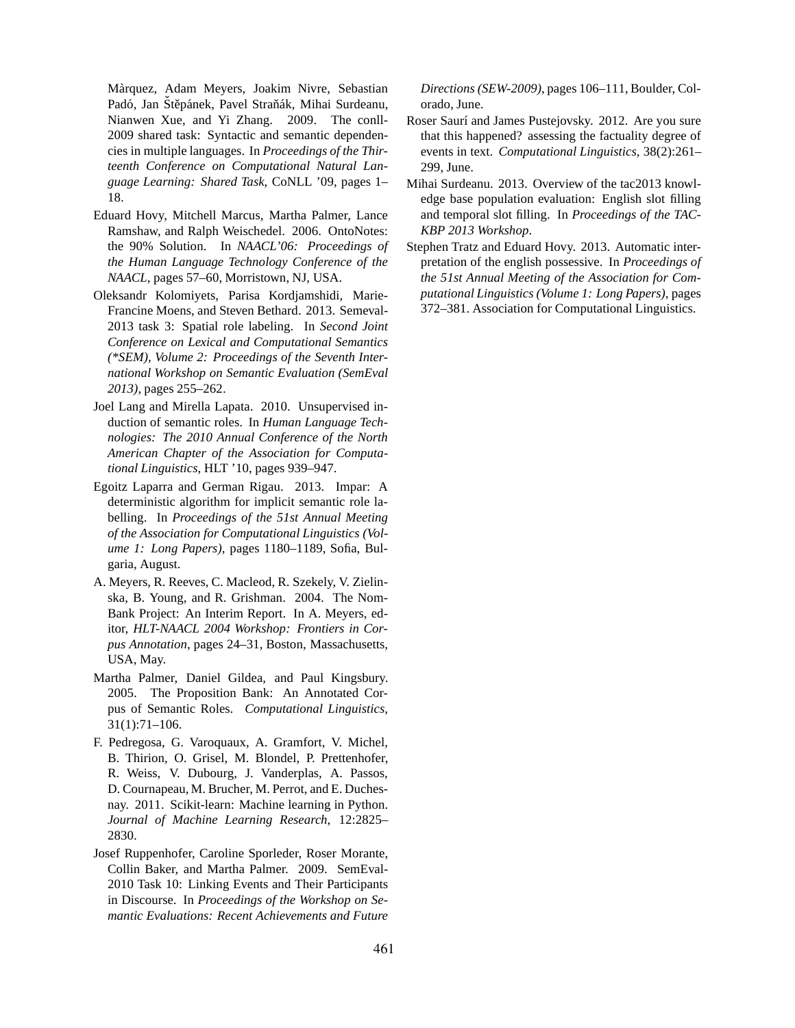Màrquez, Adam Meyers, Joakim Nivre, Sebastian Padó, Jan Štěpánek, Pavel Straňák, Mihai Surdeanu, Nianwen Xue, and Yi Zhang. 2009. The conll-2009 shared task: Syntactic and semantic dependencies in multiple languages. In *Proceedings of the Thirteenth Conference on Computational Natural Language Learning: Shared Task*, CoNLL '09, pages 1–18.

Eduard Hovy, Mitchell Marcus, Martha Palmer, Lance Ramshaw, and Ralph Weischedel. 2006. OntoNotes: the 90% Solution. In *NAACL'06: Proceedings of the Human Language Technology Conference of the NAACL*, pages 57–60, Morristown, NJ, USA.

Oleksandr Kolomiyets, Parisa Kordjamshidi, Marie-Francine Moens, and Steven Bethard. 2013. Semeval-2013 task 3: Spatial role labeling. In *Second Joint Conference on Lexical and Computational Semantics (*SEM), Volume 2: Proceedings of the Seventh International Workshop on Semantic Evaluation (SemEval 2013)*, pages 255–262.

Joel Lang and Mirella Lapata. 2010. Unsupervised induction of semantic roles. In *Human Language Technologies: The 2010 Annual Conference of the North American Chapter of the Association for Computational Linguistics*, HLT '10, pages 939–947.

Egoitz Laparra and German Rigau. 2013. Impar: A deterministic algorithm for implicit semantic role labelling. In *Proceedings of the 51st Annual Meeting of the Association for Computational Linguistics (Volume 1: Long Papers)*, pages 1180–1189, Sofia, Bulgaria, August.

A. Meyers, R. Reeves, C. Macleod, R. Szekely, V. Zielinska, B. Young, and R. Grishman. 2004. The NomBank Project: An Interim Report. In A. Meyers, editor, *HLT-NAACL 2004 Workshop: Frontiers in Corpus Annotation*, pages 24–31, Boston, Massachusetts, USA, May.

Martha Palmer, Daniel Gildea, and Paul Kingsbury. 2005. The Proposition Bank: An Annotated Corpus of Semantic Roles. *Computational Linguistics*, 31(1):71–106.

F. Pedregosa, G. Varoquaux, A. Gramfort, V. Michel, B. Thirion, O. Grisel, M. Blondel, P. Prettenhofer, R. Weiss, V. Dubourg, J. Vanderplas, A. Passos, D. Cournapeau, M. Brucher, M. Perrot, and E. Duchesnay. 2011. Scikit-learn: Machine learning in Python. *Journal of Machine Learning Research*, 12:2825–2830.

Josef Ruppenhofer, Caroline Sporleder, Roser Morante, Collin Baker, and Martha Palmer. 2009. SemEval-2010 Task 10: Linking Events and Their Participants in Discourse. In *Proceedings of the Workshop on Semantic Evaluations: Recent Achievements and Future Directions (SEW-2009)*, pages 106–111, Boulder, Colorado, June.

Roser Saurí and James Pustejovsky. 2012. Are you sure that this happened? assessing the factuality degree of events in text. *Computational Linguistics*, 38(2):261–299, June.

Mihai Surdeanu. 2013. Overview of the tac2013 knowledge base population evaluation: English slot filling and temporal slot filling. In *Proceedings of the TAC-KBP 2013 Workshop*.

Stephen Tratz and Eduard Hovy. 2013. Automatic interpretation of the english possessive. In *Proceedings of the 51st Annual Meeting of the Association for Computational Linguistics (Volume 1: Long Papers)*, pages 372–381. Association for Computational Linguistics.